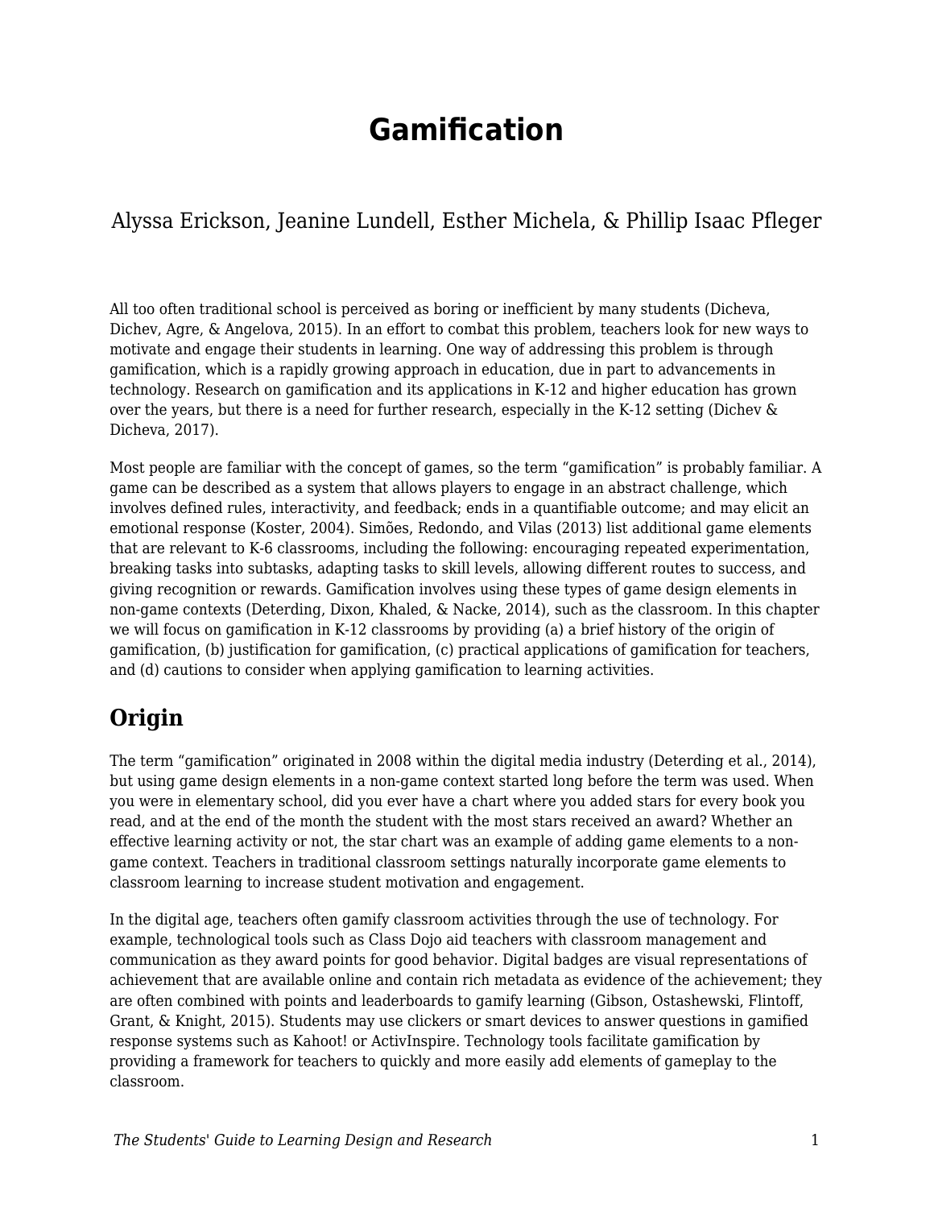# Gamification

Alyssa Erickson, Jeanine Lundell, Esther Michela, & Phillip Isaac Pfleger

All too often traditional school is perceived as boring or inefficient by many students (Dicheva, Dichev, Agre, & Angelova, 2015). In an effort to combat this problem, teachers look for new ways to motivate and engage their students in learning. One way of addressing this problem is through gamification, which is a rapidly growing approach in education, due in part to advancements in technology. Research on gamification and its applications in K-12 and higher education has grown over the years, but there is a need for further research, especially in the K-12 setting (Dichev & Dicheva, 2017).

Most people are familiar with the concept of games, so the term "gamification" is probably familiar. A game can be described as a system that allows players to engage in an abstract challenge, which involves defined rules, interactivity, and feedback; ends in a quantifiable outcome; and may elicit an emotional response (Koster, 2004). Simões, Redondo, and Vilas (2013) list additional game elements that are relevant to K-6 classrooms, including the following: encouraging repeated experimentation, breaking tasks into subtasks, adapting tasks to skill levels, allowing different routes to success, and giving recognition or rewards. Gamification involves using these types of game design elements in non-game contexts (Deterding, Dixon, Khaled, & Nacke, 2014), such as the classroom. In this chapter we will focus on gamification in K-12 classrooms by providing (a) a brief history of the origin of gamification, (b) justification for gamification, (c) practical applications of gamification for teachers, and (d) cautions to consider when applying gamification to learning activities.

## Origin

The term "gamification" originated in 2008 within the digital media industry (Deterding et al., 2014), but using game design elements in a non-game context started long before the term was used. When you were in elementary school, did you ever have a chart where you added stars for every book you read, and at the end of the month the student with the most stars received an award? Whether an effective learning activity or not, the star chart was an example of adding game elements to a non-game context. Teachers in traditional classroom settings naturally incorporate game elements to classroom learning to increase student motivation and engagement.

In the digital age, teachers often gamify classroom activities through the use of technology. For example, technological tools such as Class Dojo aid teachers with classroom management and communication as they award points for good behavior. Digital badges are visual representations of achievement that are available online and contain rich metadata as evidence of the achievement; they are often combined with points and leaderboards to gamify learning (Gibson, Ostashewski, Flintoff, Grant, & Knight, 2015). Students may use clickers or smart devices to answer questions in gamified response systems such as Kahoot! or ActivInspire. Technology tools facilitate gamification by providing a framework for teachers to quickly and more easily add elements of gameplay to the classroom.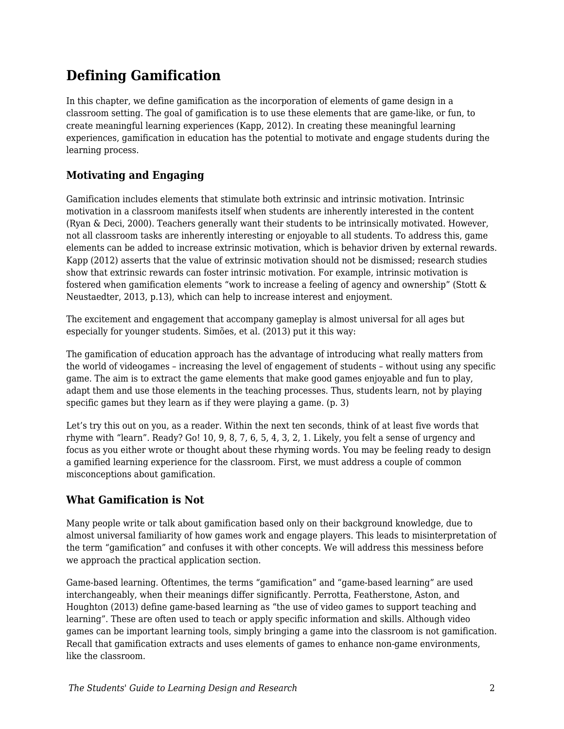## Defining Gamification

In this chapter, we define gamification as the incorporation of elements of game design in a classroom setting. The goal of gamification is to use these elements that are game-like, or fun, to create meaningful learning experiences (Kapp, 2012). In creating these meaningful learning experiences, gamification in education has the potential to motivate and engage students during the learning process.

### Motivating and Engaging

Gamification includes elements that stimulate both extrinsic and intrinsic motivation. Intrinsic motivation in a classroom manifests itself when students are inherently interested in the content (Ryan & Deci, 2000). Teachers generally want their students to be intrinsically motivated. However, not all classroom tasks are inherently interesting or enjoyable to all students. To address this, game elements can be added to increase extrinsic motivation, which is behavior driven by external rewards. Kapp (2012) asserts that the value of extrinsic motivation should not be dismissed; research studies show that extrinsic rewards can foster intrinsic motivation. For example, intrinsic motivation is fostered when gamification elements "work to increase a feeling of agency and ownership" (Stott & Neustaedter, 2013, p.13), which can help to increase interest and enjoyment.

The excitement and engagement that accompany gameplay is almost universal for all ages but especially for younger students. Simões, et al. (2013) put it this way:

The gamification of education approach has the advantage of introducing what really matters from the world of videogames – increasing the level of engagement of students – without using any specific game. The aim is to extract the game elements that make good games enjoyable and fun to play, adapt them and use those elements in the teaching processes. Thus, students learn, not by playing specific games but they learn as if they were playing a game. (p. 3)

Let's try this out on you, as a reader. Within the next ten seconds, think of at least five words that rhyme with "learn". Ready? Go! 10, 9, 8, 7, 6, 5, 4, 3, 2, 1. Likely, you felt a sense of urgency and focus as you either wrote or thought about these rhyming words. You may be feeling ready to design a gamified learning experience for the classroom. First, we must address a couple of common misconceptions about gamification.

### What Gamification is Not

Many people write or talk about gamification based only on their background knowledge, due to almost universal familiarity of how games work and engage players. This leads to misinterpretation of the term "gamification" and confuses it with other concepts. We will address this messiness before we approach the practical application section.

Game-based learning. Oftentimes, the terms "gamification" and "game-based learning" are used interchangeably, when their meanings differ significantly. Perrotta, Featherstone, Aston, and Houghton (2013) define game-based learning as "the use of video games to support teaching and learning". These are often used to teach or apply specific information and skills. Although video games can be important learning tools, simply bringing a game into the classroom is not gamification. Recall that gamification extracts and uses elements of games to enhance non-game environments, like the classroom.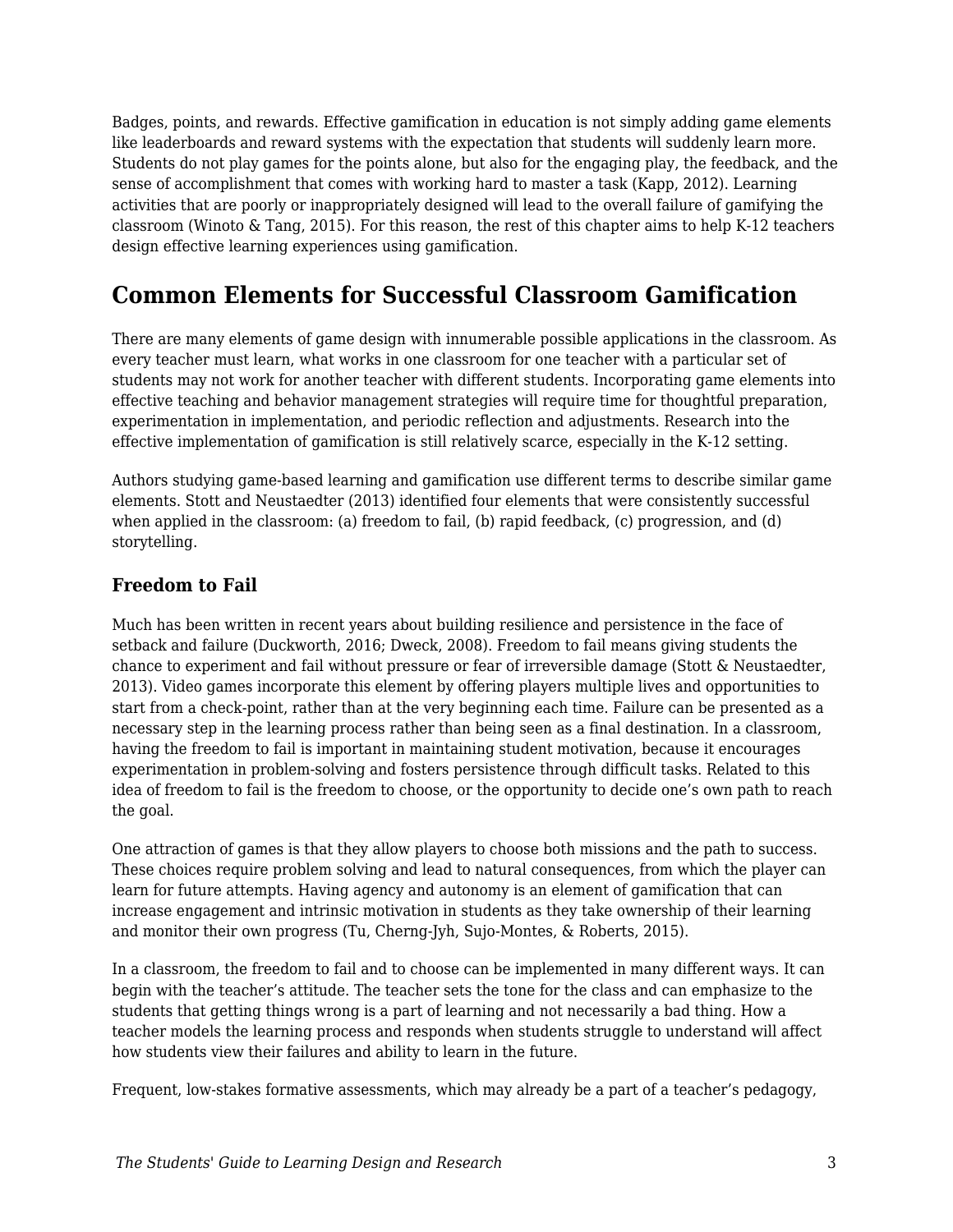Badges, points, and rewards. Effective gamification in education is not simply adding game elements like leaderboards and reward systems with the expectation that students will suddenly learn more. Students do not play games for the points alone, but also for the engaging play, the feedback, and the sense of accomplishment that comes with working hard to master a task (Kapp, 2012). Learning activities that are poorly or inappropriately designed will lead to the overall failure of gamifying the classroom (Winoto & Tang, 2015). For this reason, the rest of this chapter aims to help K-12 teachers design effective learning experiences using gamification.

## Common Elements for Successful Classroom Gamification

There are many elements of game design with innumerable possible applications in the classroom. As every teacher must learn, what works in one classroom for one teacher with a particular set of students may not work for another teacher with different students. Incorporating game elements into effective teaching and behavior management strategies will require time for thoughtful preparation, experimentation in implementation, and periodic reflection and adjustments. Research into the effective implementation of gamification is still relatively scarce, especially in the K-12 setting.

Authors studying game-based learning and gamification use different terms to describe similar game elements. Stott and Neustaedter (2013) identified four elements that were consistently successful when applied in the classroom: (a) freedom to fail, (b) rapid feedback, (c) progression, and (d) storytelling.

### Freedom to Fail

Much has been written in recent years about building resilience and persistence in the face of setback and failure (Duckworth, 2016; Dweck, 2008). Freedom to fail means giving students the chance to experiment and fail without pressure or fear of irreversible damage (Stott & Neustaedter, 2013). Video games incorporate this element by offering players multiple lives and opportunities to start from a check-point, rather than at the very beginning each time. Failure can be presented as a necessary step in the learning process rather than being seen as a final destination. In a classroom, having the freedom to fail is important in maintaining student motivation, because it encourages experimentation in problem-solving and fosters persistence through difficult tasks. Related to this idea of freedom to fail is the freedom to choose, or the opportunity to decide one's own path to reach the goal.

One attraction of games is that they allow players to choose both missions and the path to success. These choices require problem solving and lead to natural consequences, from which the player can learn for future attempts. Having agency and autonomy is an element of gamification that can increase engagement and intrinsic motivation in students as they take ownership of their learning and monitor their own progress (Tu, Cherng-Jyh, Sujo-Montes, & Roberts, 2015).

In a classroom, the freedom to fail and to choose can be implemented in many different ways. It can begin with the teacher's attitude. The teacher sets the tone for the class and can emphasize to the students that getting things wrong is a part of learning and not necessarily a bad thing. How a teacher models the learning process and responds when students struggle to understand will affect how students view their failures and ability to learn in the future.

Frequent, low-stakes formative assessments, which may already be a part of a teacher's pedagogy,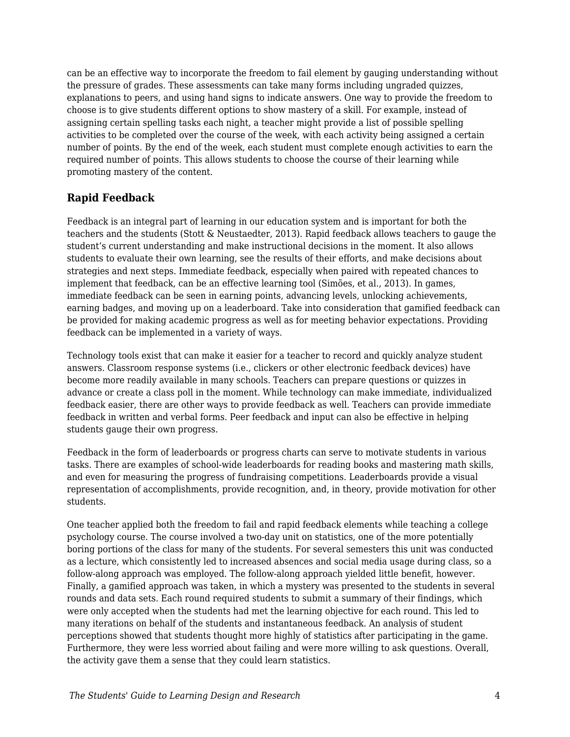can be an effective way to incorporate the freedom to fail element by gauging understanding without the pressure of grades. These assessments can take many forms including ungraded quizzes, explanations to peers, and using hand signs to indicate answers. One way to provide the freedom to choose is to give students different options to show mastery of a skill. For example, instead of assigning certain spelling tasks each night, a teacher might provide a list of possible spelling activities to be completed over the course of the week, with each activity being assigned a certain number of points. By the end of the week, each student must complete enough activities to earn the required number of points. This allows students to choose the course of their learning while promoting mastery of the content.

### Rapid Feedback

Feedback is an integral part of learning in our education system and is important for both the teachers and the students (Stott & Neustaedter, 2013). Rapid feedback allows teachers to gauge the student's current understanding and make instructional decisions in the moment. It also allows students to evaluate their own learning, see the results of their efforts, and make decisions about strategies and next steps. Immediate feedback, especially when paired with repeated chances to implement that feedback, can be an effective learning tool (Simões, et al., 2013). In games, immediate feedback can be seen in earning points, advancing levels, unlocking achievements, earning badges, and moving up on a leaderboard. Take into consideration that gamified feedback can be provided for making academic progress as well as for meeting behavior expectations. Providing feedback can be implemented in a variety of ways.

Technology tools exist that can make it easier for a teacher to record and quickly analyze student answers. Classroom response systems (i.e., clickers or other electronic feedback devices) have become more readily available in many schools. Teachers can prepare questions or quizzes in advance or create a class poll in the moment. While technology can make immediate, individualized feedback easier, there are other ways to provide feedback as well. Teachers can provide immediate feedback in written and verbal forms. Peer feedback and input can also be effective in helping students gauge their own progress.

Feedback in the form of leaderboards or progress charts can serve to motivate students in various tasks. There are examples of school-wide leaderboards for reading books and mastering math skills, and even for measuring the progress of fundraising competitions. Leaderboards provide a visual representation of accomplishments, provide recognition, and, in theory, provide motivation for other students.

One teacher applied both the freedom to fail and rapid feedback elements while teaching a college psychology course. The course involved a two-day unit on statistics, one of the more potentially boring portions of the class for many of the students. For several semesters this unit was conducted as a lecture, which consistently led to increased absences and social media usage during class, so a follow-along approach was employed. The follow-along approach yielded little benefit, however. Finally, a gamified approach was taken, in which a mystery was presented to the students in several rounds and data sets. Each round required students to submit a summary of their findings, which were only accepted when the students had met the learning objective for each round. This led to many iterations on behalf of the students and instantaneous feedback. An analysis of student perceptions showed that students thought more highly of statistics after participating in the game. Furthermore, they were less worried about failing and were more willing to ask questions. Overall, the activity gave them a sense that they could learn statistics.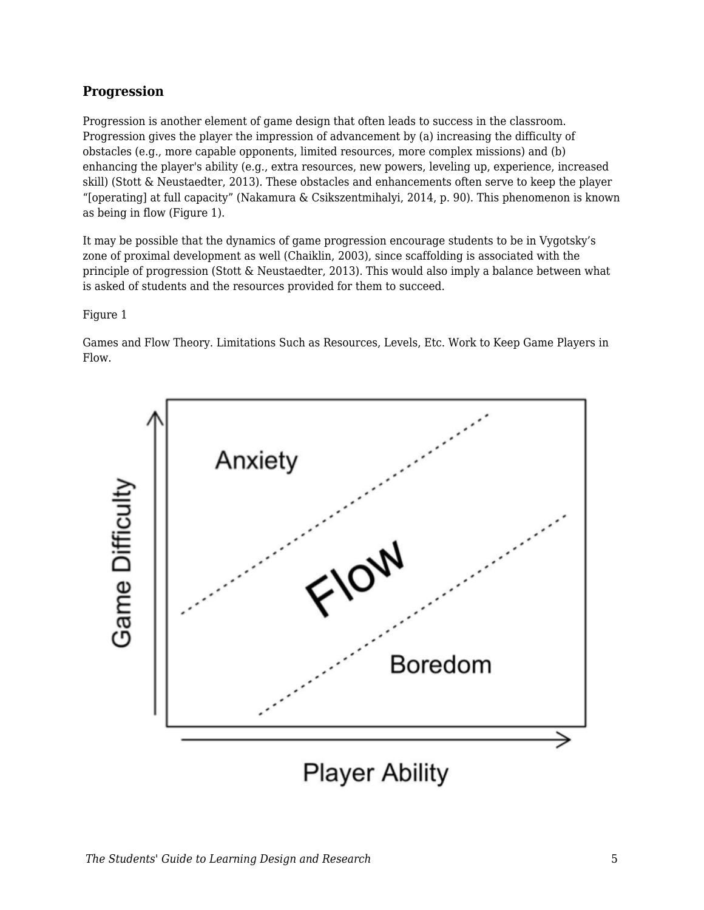### Progression

Progression is another element of game design that often leads to success in the classroom. Progression gives the player the impression of advancement by (a) increasing the difficulty of obstacles (e.g., more capable opponents, limited resources, more complex missions) and (b) enhancing the player's ability (e.g., extra resources, new powers, leveling up, experience, increased skill) (Stott & Neustaedter, 2013). These obstacles and enhancements often serve to keep the player "[operating] at full capacity" (Nakamura & Csikszentmihalyi, 2014, p. 90). This phenomenon is known as being in flow (Figure 1).

It may be possible that the dynamics of game progression encourage students to be in Vygotsky's zone of proximal development as well (Chaiklin, 2003), since scaffolding is associated with the principle of progression (Stott & Neustaedter, 2013). This would also imply a balance between what is asked of students and the resources provided for them to succeed.

Figure 1

Games and Flow Theory. Limitations Such as Resources, Levels, Etc. Work to Keep Game Players in Flow.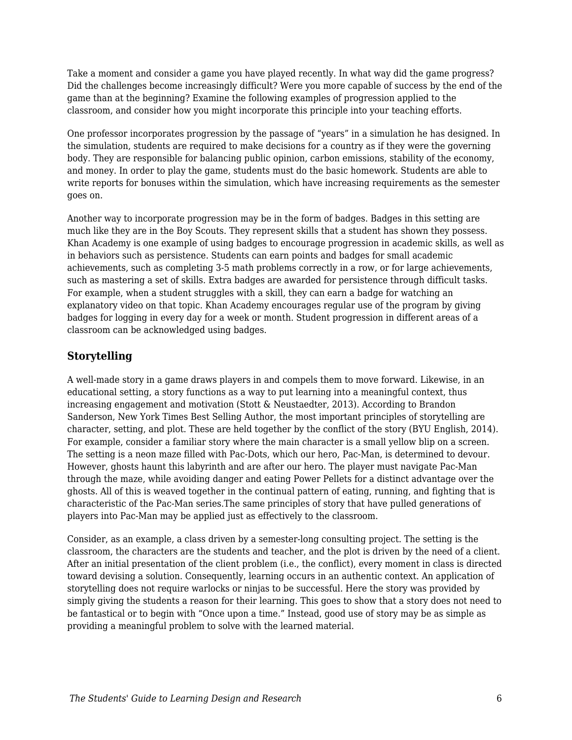Take a moment and consider a game you have played recently. In what way did the game progress? Did the challenges become increasingly difficult? Were you more capable of success by the end of the game than at the beginning? Examine the following examples of progression applied to the classroom, and consider how you might incorporate this principle into your teaching efforts.

One professor incorporates progression by the passage of “years” in a simulation he has designed. In the simulation, students are required to make decisions for a country as if they were the governing body. They are responsible for balancing public opinion, carbon emissions, stability of the economy, and money. In order to play the game, students must do the basic homework. Students are able to write reports for bonuses within the simulation, which have increasing requirements as the semester goes on.

Another way to incorporate progression may be in the form of badges. Badges in this setting are much like they are in the Boy Scouts. They represent skills that a student has shown they possess. Khan Academy is one example of using badges to encourage progression in academic skills, as well as in behaviors such as persistence. Students can earn points and badges for small academic achievements, such as completing 3-5 math problems correctly in a row, or for large achievements, such as mastering a set of skills. Extra badges are awarded for persistence through difficult tasks. For example, when a student struggles with a skill, they can earn a badge for watching an explanatory video on that topic. Khan Academy encourages regular use of the program by giving badges for logging in every day for a week or month. Student progression in different areas of a classroom can be acknowledged using badges.

### Storytelling

A well-made story in a game draws players in and compels them to move forward. Likewise, in an educational setting, a story functions as a way to put learning into a meaningful context, thus increasing engagement and motivation (Stott & Neustaedter, 2013). According to Brandon Sanderson, New York Times Best Selling Author, the most important principles of storytelling are character, setting, and plot. These are held together by the conflict of the story (BYU English, 2014). For example, consider a familiar story where the main character is a small yellow blip on a screen. The setting is a neon maze filled with Pac-Dots, which our hero, Pac-Man, is determined to devour. However, ghosts haunt this labyrinth and are after our hero. The player must navigate Pac-Man through the maze, while avoiding danger and eating Power Pellets for a distinct advantage over the ghosts. All of this is weaved together in the continual pattern of eating, running, and fighting that is characteristic of the Pac-Man series.The same principles of story that have pulled generations of players into Pac-Man may be applied just as effectively to the classroom.

Consider, as an example, a class driven by a semester-long consulting project. The setting is the classroom, the characters are the students and teacher, and the plot is driven by the need of a client. After an initial presentation of the client problem (i.e., the conflict), every moment in class is directed toward devising a solution. Consequently, learning occurs in an authentic context. An application of storytelling does not require warlocks or ninjas to be successful. Here the story was provided by simply giving the students a reason for their learning. This goes to show that a story does not need to be fantastical or to begin with “Once upon a time.” Instead, good use of story may be as simple as providing a meaningful problem to solve with the learned material.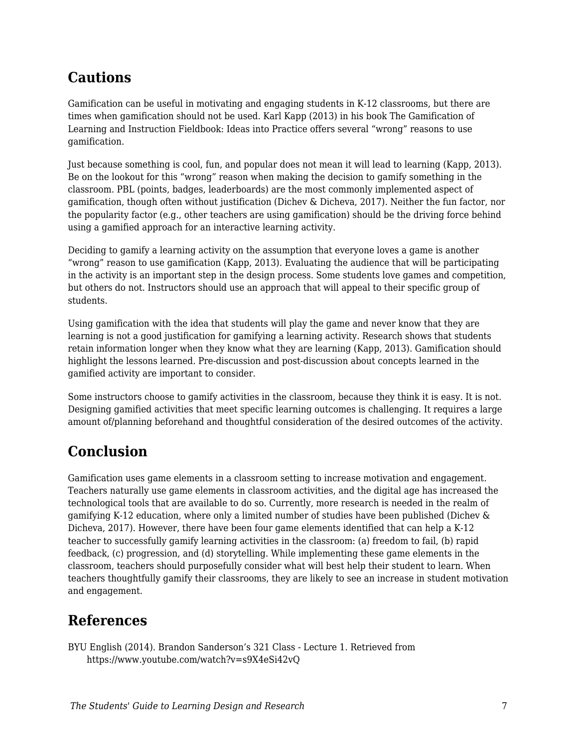## Cautions

Gamification can be useful in motivating and engaging students in K-12 classrooms, but there are times when gamification should not be used. Karl Kapp (2013) in his book The Gamification of Learning and Instruction Fieldbook: Ideas into Practice offers several “wrong” reasons to use gamification.

Just because something is cool, fun, and popular does not mean it will lead to learning (Kapp, 2013). Be on the lookout for this “wrong” reason when making the decision to gamify something in the classroom. PBL (points, badges, leaderboards) are the most commonly implemented aspect of gamification, though often without justification (Dichev & Dicheva, 2017). Neither the fun factor, nor the popularity factor (e.g., other teachers are using gamification) should be the driving force behind using a gamified approach for an interactive learning activity.

Deciding to gamify a learning activity on the assumption that everyone loves a game is another “wrong” reason to use gamification (Kapp, 2013). Evaluating the audience that will be participating in the activity is an important step in the design process. Some students love games and competition, but others do not. Instructors should use an approach that will appeal to their specific group of students.

Using gamification with the idea that students will play the game and never know that they are learning is not a good justification for gamifying a learning activity. Research shows that students retain information longer when they know what they are learning (Kapp, 2013). Gamification should highlight the lessons learned. Pre-discussion and post-discussion about concepts learned in the gamified activity are important to consider.

Some instructors choose to gamify activities in the classroom, because they think it is easy. It is not. Designing gamified activities that meet specific learning outcomes is challenging. It requires a large amount of/planning beforehand and thoughtful consideration of the desired outcomes of the activity.

## Conclusion

Gamification uses game elements in a classroom setting to increase motivation and engagement. Teachers naturally use game elements in classroom activities, and the digital age has increased the technological tools that are available to do so. Currently, more research is needed in the realm of gamifying K-12 education, where only a limited number of studies have been published (Dichev & Dicheva, 2017). However, there have been four game elements identified that can help a K-12 teacher to successfully gamify learning activities in the classroom: (a) freedom to fail, (b) rapid feedback, (c) progression, and (d) storytelling. While implementing these game elements in the classroom, teachers should purposefully consider what will best help their student to learn. When teachers thoughtfully gamify their classrooms, they are likely to see an increase in student motivation and engagement.

## References

BYU English (2014). Brandon Sanderson’s 321 Class - Lecture 1. Retrieved from https://www.youtube.com/watch?v=s9X4eSi42vQ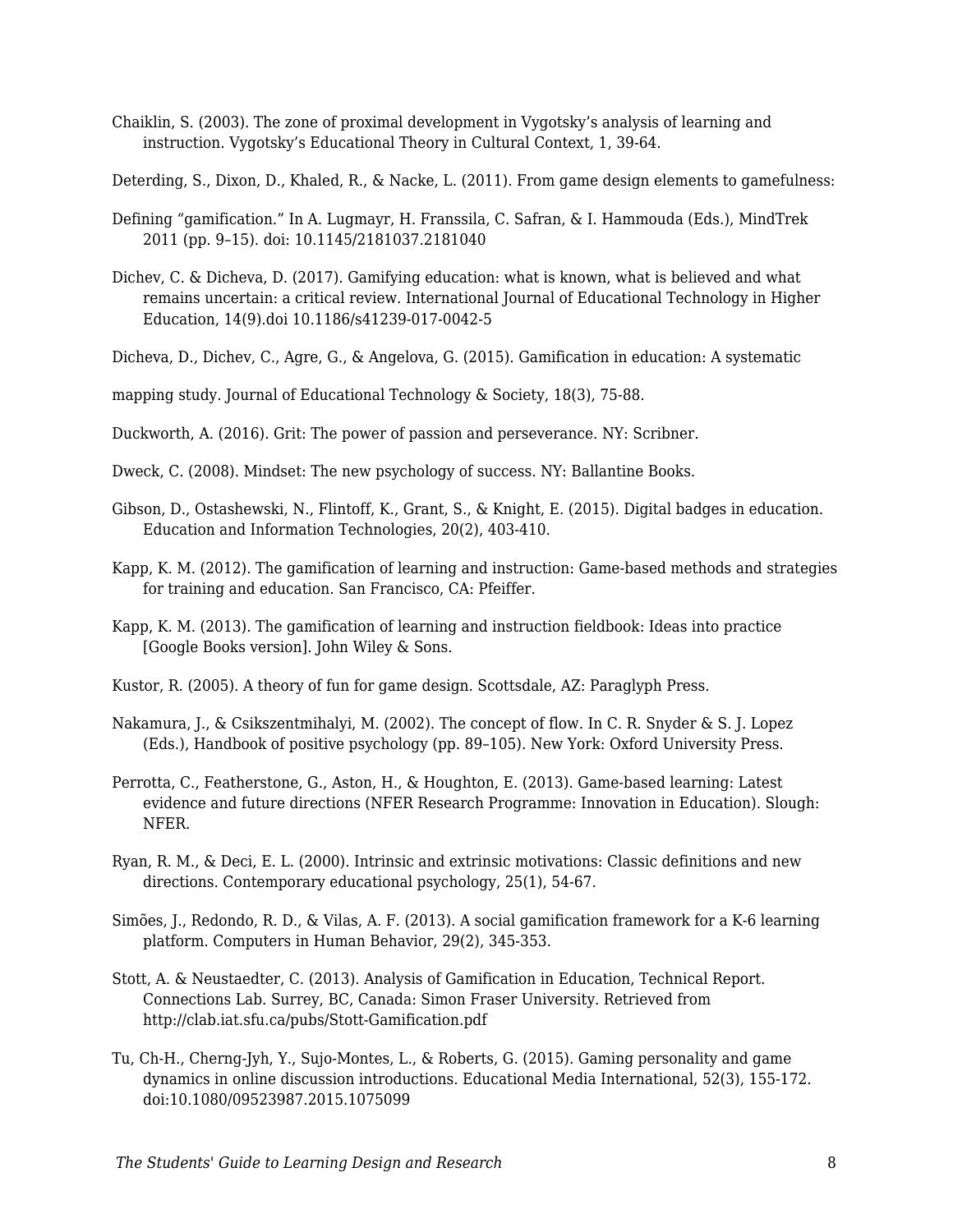Chaiklin, S. (2003). The zone of proximal development in Vygotsky’s analysis of learning and instruction. Vygotsky’s Educational Theory in Cultural Context, 1, 39-64.

Deterding, S., Dixon, D., Khaled, R., & Nacke, L. (2011). From game design elements to gamefulness:

Defining “gamification.” In A. Lugmayr, H. Franssila, C. Safran, & I. Hammouda (Eds.), MindTrek 2011 (pp. 9–15). doi: 10.1145/2181037.2181040

Dichev, C. & Dicheva, D. (2017). Gamifying education: what is known, what is believed and what remains uncertain: a critical review. International Journal of Educational Technology in Higher Education, 14(9).doi 10.1186/s41239-017-0042-5

Dicheva, D., Dichev, C., Agre, G., & Angelova, G. (2015). Gamification in education: A systematic

mapping study. Journal of Educational Technology & Society, 18(3), 75-88.

Duckworth, A. (2016). Grit: The power of passion and perseverance. NY: Scribner.

Dweck, C. (2008). Mindset: The new psychology of success. NY: Ballantine Books.

Gibson, D., Ostashewski, N., Flintoff, K., Grant, S., & Knight, E. (2015). Digital badges in education. Education and Information Technologies, 20(2), 403-410.

Kapp, K. M. (2012). The gamification of learning and instruction: Game-based methods and strategies for training and education. San Francisco, CA: Pfeiffer.

Kapp, K. M. (2013). The gamification of learning and instruction fieldbook: Ideas into practice [Google Books version]. John Wiley & Sons.

Kustor, R. (2005). A theory of fun for game design. Scottsdale, AZ: Paraglyph Press.

Nakamura, J., & Csikszentmihalyi, M. (2002). The concept of flow. In C. R. Snyder & S. J. Lopez (Eds.), Handbook of positive psychology (pp. 89–105). New York: Oxford University Press.

Perrotta, C., Featherstone, G., Aston, H., & Houghton, E. (2013). Game-based learning: Latest evidence and future directions (NFER Research Programme: Innovation in Education). Slough: NFER.

Ryan, R. M., & Deci, E. L. (2000). Intrinsic and extrinsic motivations: Classic definitions and new directions. Contemporary educational psychology, 25(1), 54-67.

Simões, J., Redondo, R. D., & Vilas, A. F. (2013). A social gamification framework for a K-6 learning platform. Computers in Human Behavior, 29(2), 345-353.

Stott, A. & Neustaedter, C. (2013). Analysis of Gamification in Education, Technical Report. Connections Lab. Surrey, BC, Canada: Simon Fraser University. Retrieved from http://clab.iat.sfu.ca/pubs/Stott-Gamification.pdf

Tu, Ch-H., Cherng-Jyh, Y., Sujo-Montes, L., & Roberts, G. (2015). Gaming personality and game dynamics in online discussion introductions. Educational Media International, 52(3), 155-172. doi:10.1080/09523987.2015.1075099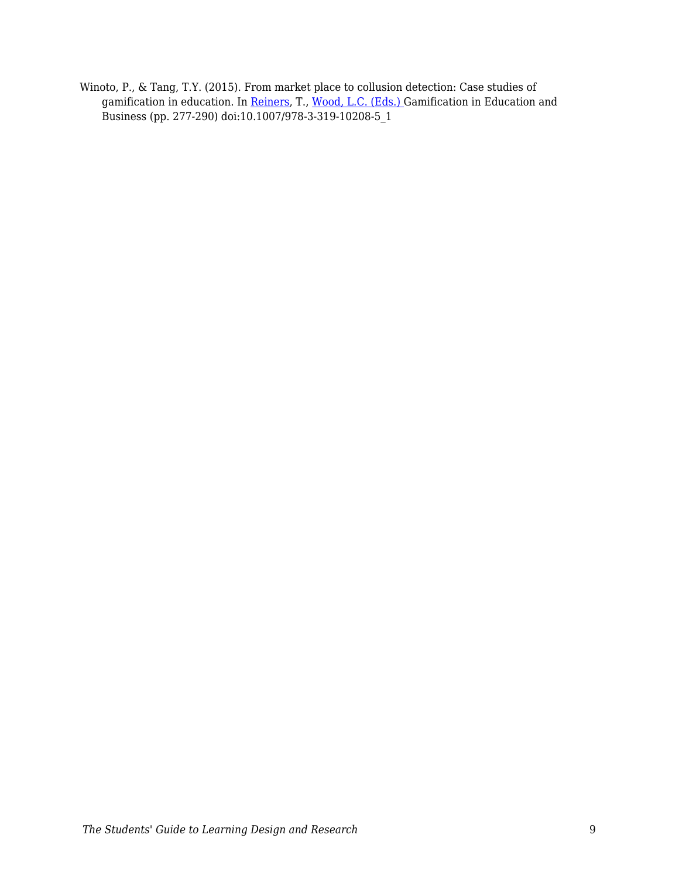Winoto, P., & Tang, T.Y. (2015). From market place to collusion detection: Case studies of gamification in education. In Reiners, T., Wood, L.C. (Eds.) Gamification in Education and Business (pp. 277-290) doi:10.1007/978-3-319-10208-5_1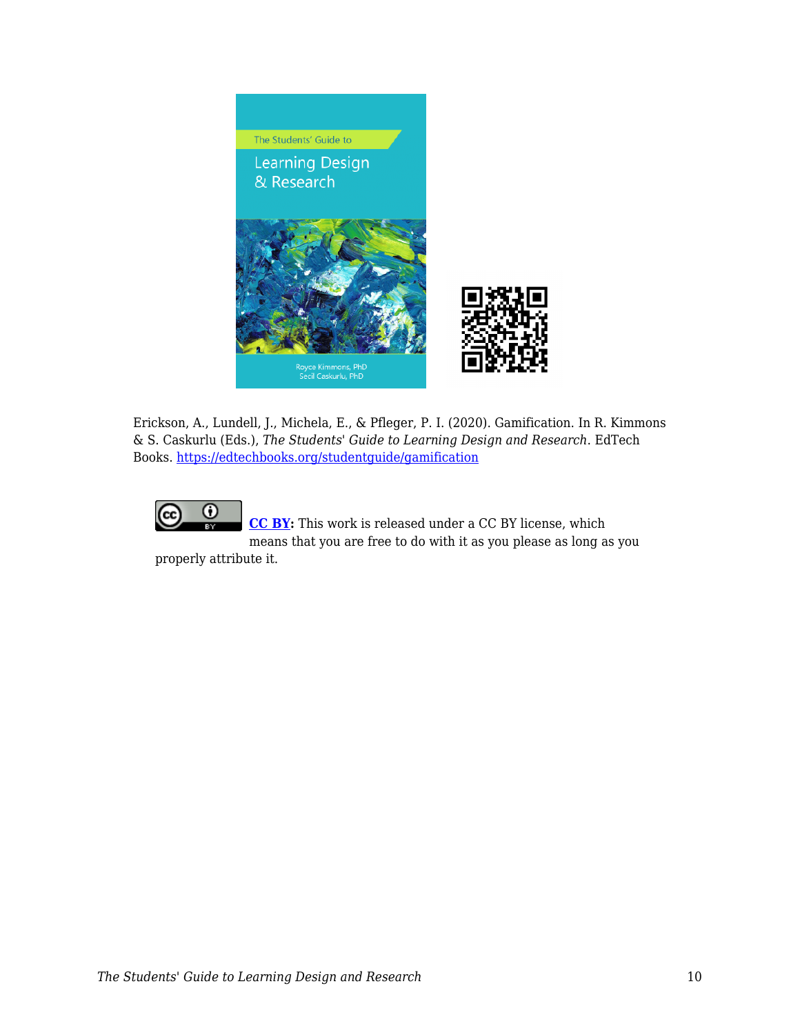Erickson, A., Lundell, J., Michela, E., & Pfleger, P. I. (2020). Gamification. In R. Kimmons & S. Caskurlu (Eds.), *The Students' Guide to Learning Design and Research*. EdTech Books. https://edtechbooks.org/studentguide/gamification

**CC BY:** This work is released under a CC BY license, which means that you are free to do with it as you please as long as you properly attribute it.